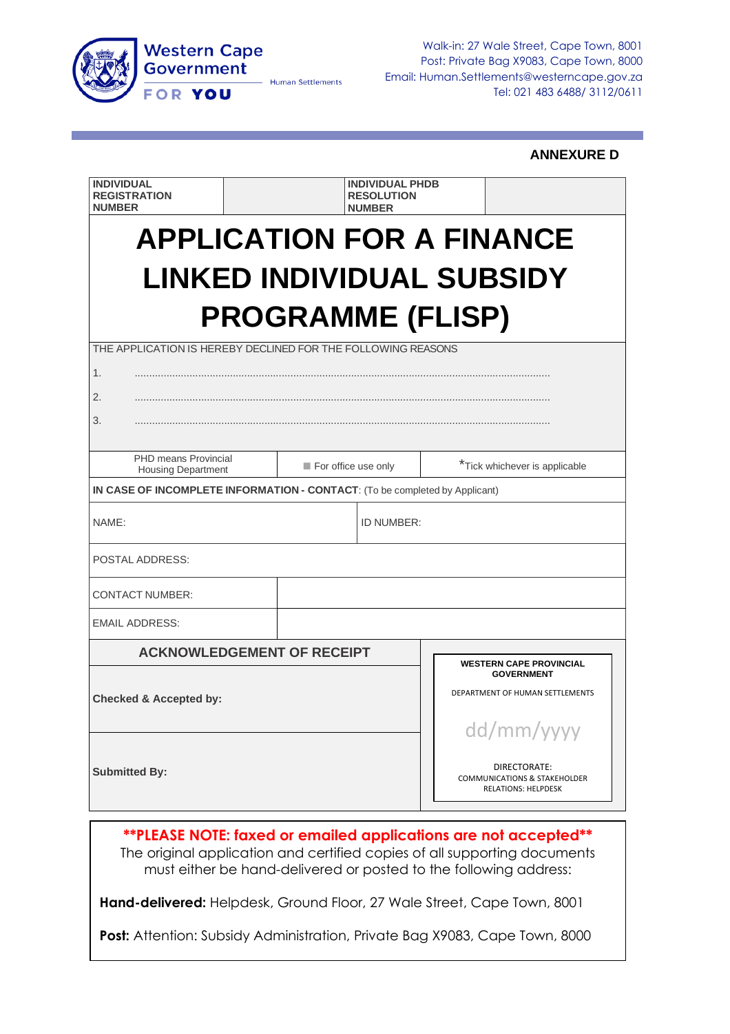Western Cape Government

FOR YOU

Human Settlements

Walk-in: 27 Wale Street, Cape Town, 8001
Post: Private Bag X9083, Cape Town, 8000
Email: Human.Settlements@westerncape.gov.za
Tel: 021 483 6488/ 3112/0611

**ANNEXURE D**

| **INDIVIDUAL REGISTRATION NUMBER** | | **INDIVIDUAL PHDB RESOLUTION NUMBER** | |
|---|---|---|---|

# APPLICATION FOR A FINANCE LINKED INDIVIDUAL SUBSIDY PROGRAMME (FLISP)

THE APPLICATION IS HEREBY DECLINED FOR THE FOLLOWING REASONS

1. ..............................................................................................................................................

2. ..............................................................................................................................................

3. ..............................................................................................................................................

| PHD means Provincial Housing Department | For office use only | *Tick whichever is applicable |
|---|---|---|

**IN CASE OF INCOMPLETE INFORMATION - CONTACT**: (To be completed by Applicant)

| NAME: | ID NUMBER: |
|---|---|
| POSTAL ADDRESS: | |
| CONTACT NUMBER: | |
| EMAIL ADDRESS: | |

| **ACKNOWLEDGEMENT OF RECEIPT** | **WESTERN CAPE PROVINCIAL GOVERNMENT**<br>DEPARTMENT OF HUMAN SETTLEMENTS<br>dd/mm/yyyy<br>DIRECTORATE: COMMUNICATIONS & STAKEHOLDER RELATIONS: HELPDESK |
|---|---|
| **Checked & Accepted by:** | |
| **Submitted By:** | |

**\*\*PLEASE NOTE: faxed or emailed applications are not accepted\*\***
The original application and certified copies of all supporting documents must either be hand-delivered or posted to the following address:

**Hand-delivered:** Helpdesk, Ground Floor, 27 Wale Street, Cape Town, 8001

**Post:** Attention: Subsidy Administration, Private Bag X9083, Cape Town, 8000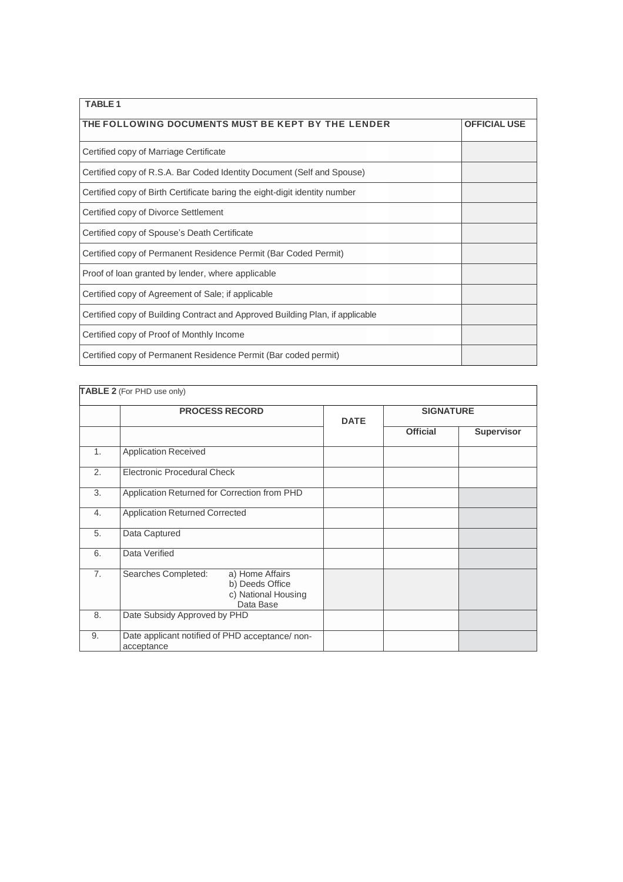| TABLE 1 | |
|---|---|
| **THE FOLLOWING DOCUMENTS MUST BE KEPT BY THE LENDER** | **OFFICIAL USE** |
| Certified copy of Marriage Certificate | |
| Certified copy of R.S.A. Bar Coded Identity Document (Self and Spouse) | |
| Certified copy of Birth Certificate baring the eight-digit identity number | |
| Certified copy of Divorce Settlement | |
| Certified copy of Spouse's Death Certificate | |
| Certified copy of Permanent Residence Permit (Bar Coded Permit) | |
| Proof of loan granted by lender, where applicable | |
| Certified copy of Agreement of Sale; if applicable | |
| Certified copy of Building Contract and Approved Building Plan, if applicable | |
| Certified copy of Proof of Monthly Income | |
| Certified copy of Permanent Residence Permit (Bar coded permit) | |

**TABLE 2** (For PHD use only)

| | PROCESS RECORD | DATE | SIGNATURE | |
|---|---|---|---|---|
| | | | **Official** | **Supervisor** |
| 1. | Application Received | | | |
| 2. | Electronic Procedural Check | | | |
| 3. | Application Returned for Correction from PHD | | | |
| 4. | Application Returned Corrected | | | |
| 5. | Data Captured | | | |
| 6. | Data Verified | | | |
| 7. | Searches Completed: a) Home Affairs b) Deeds Office c) National Housing Data Base | | | |
| 8. | Date Subsidy Approved by PHD | | | |
| 9. | Date applicant notified of PHD acceptance/ non-acceptance | | | |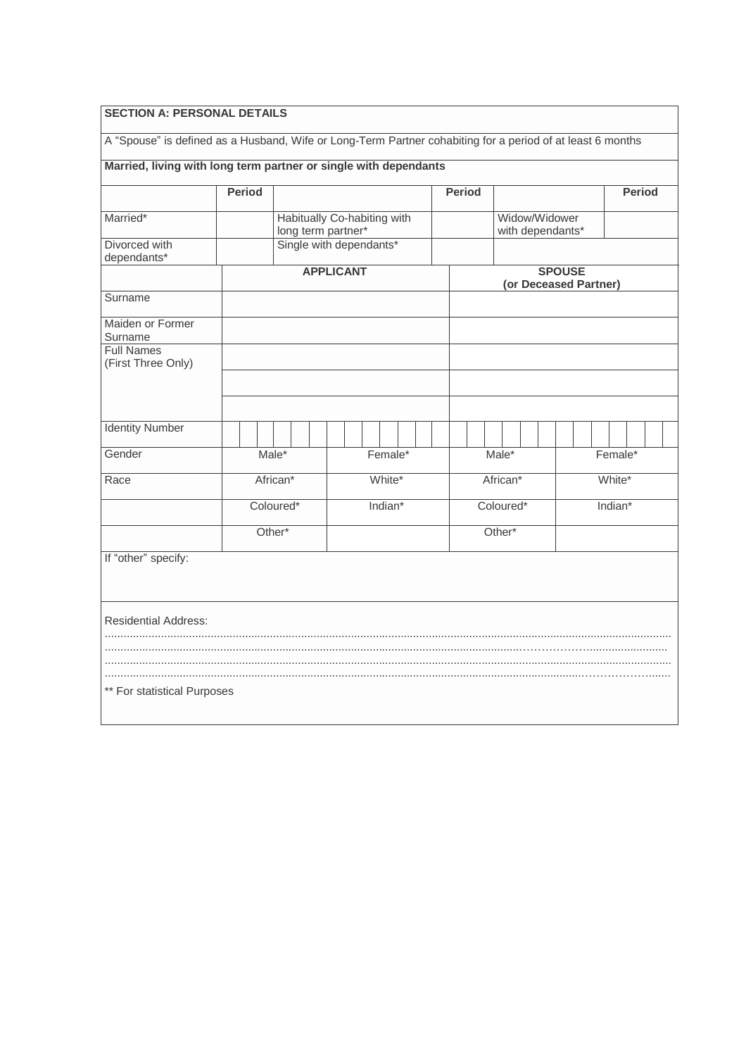## SECTION A: PERSONAL DETAILS

A "Spouse" is defined as a Husband, Wife or Long-Term Partner cohabiting for a period of at least 6 months

**Married, living with long term partner or single with dependants**

| | Period | | Period | | Period |
|---|---|---|---|---|---|
| Married* | | Habitually Co-habiting with long term partner* | | Widow/Widower with dependants* | |
| Divorced with dependants* | | Single with dependants* | | | |

| | APPLICANT | | SPOUSE (or Deceased Partner) | |
|---|---|---|---|---|
| Surname | | | | |
| Maiden or Former Surname | | | | |
| Full Names (First Three Only) | | | | |
| | | | | |
| | | | | |
| Identity Number | | | | |
| Gender | Male* | Female* | Male* | Female* |
| Race | African* | White* | African* | White* |
| | Coloured* | Indian* | Coloured* | Indian* |
| | Other* | | Other* | |

If "other" specify:

Residential Address:
..............................................................................................................................................................................
..............................................................................................................................................................................
..............................................................................................................................................................................
..............................................................................................................................................................................

** For statistical Purposes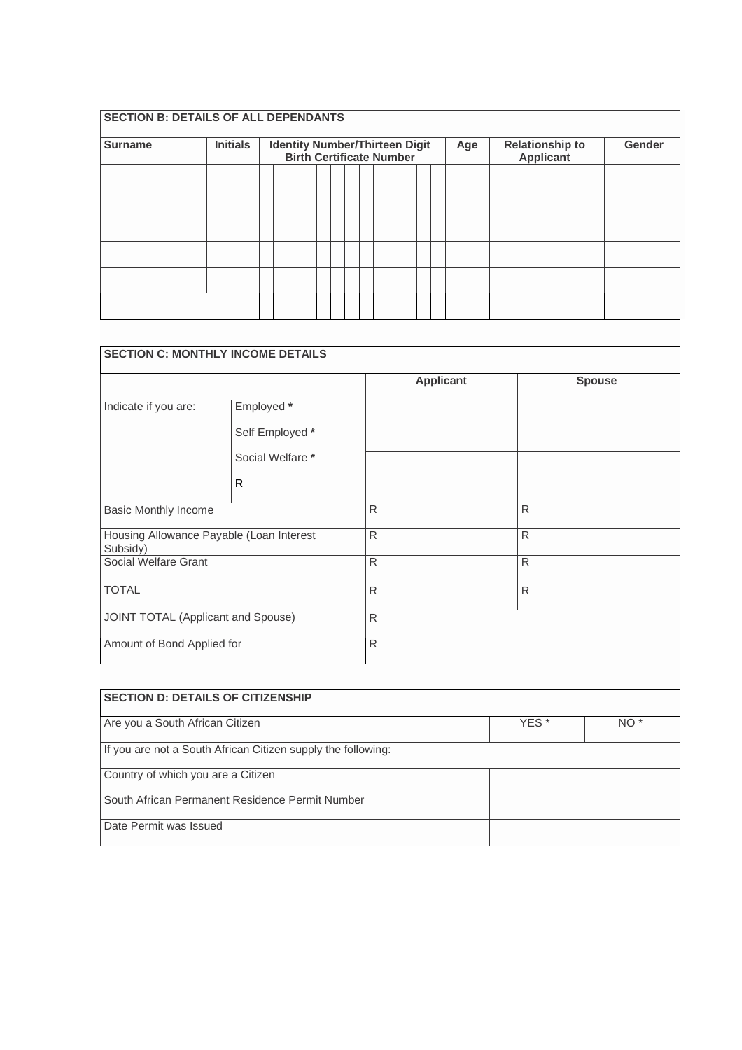**SECTION B: DETAILS OF ALL DEPENDANTS**

| Surname | Initials | Identity Number/Thirteen Digit Birth Certificate Number | | | | | | | | | | | | | Age | Relationship to Applicant | Gender |
|---|---|---|---|---|---|---|---|---|---|---|---|---|---|---|---|---|---|
| | | | | | | | | | | | | | | | | | |
| | | | | | | | | | | | | | | | | | |
| | | | | | | | | | | | | | | | | | |
| | | | | | | | | | | | | | | | | | |
| | | | | | | | | | | | | | | | | | |
| | | | | | | | | | | | | | | | | | |

**SECTION C: MONTHLY INCOME DETAILS**

| | | Applicant | Spouse |
|---|---|---|---|
| Indicate if you are: | Employed * | | |
| | Self Employed * | | |
| | Social Welfare * | | |
| | R | | |
| Basic Monthly Income | | R | R |
| Housing Allowance Payable (Loan Interest Subsidy) | | R | R |
| Social Welfare Grant | | R | R |
| TOTAL | | R | R |
| JOINT TOTAL (Applicant and Spouse) | | R | |
| Amount of Bond Applied for | | R | |

**SECTION D: DETAILS OF CITIZENSHIP**

| | | |
|---|---|---|
| Are you a South African Citizen | YES * | NO * |
| If you are not a South African Citizen supply the following: | | |
| Country of which you are a Citizen | | |
| South African Permanent Residence Permit Number | | |
| Date Permit was Issued | | |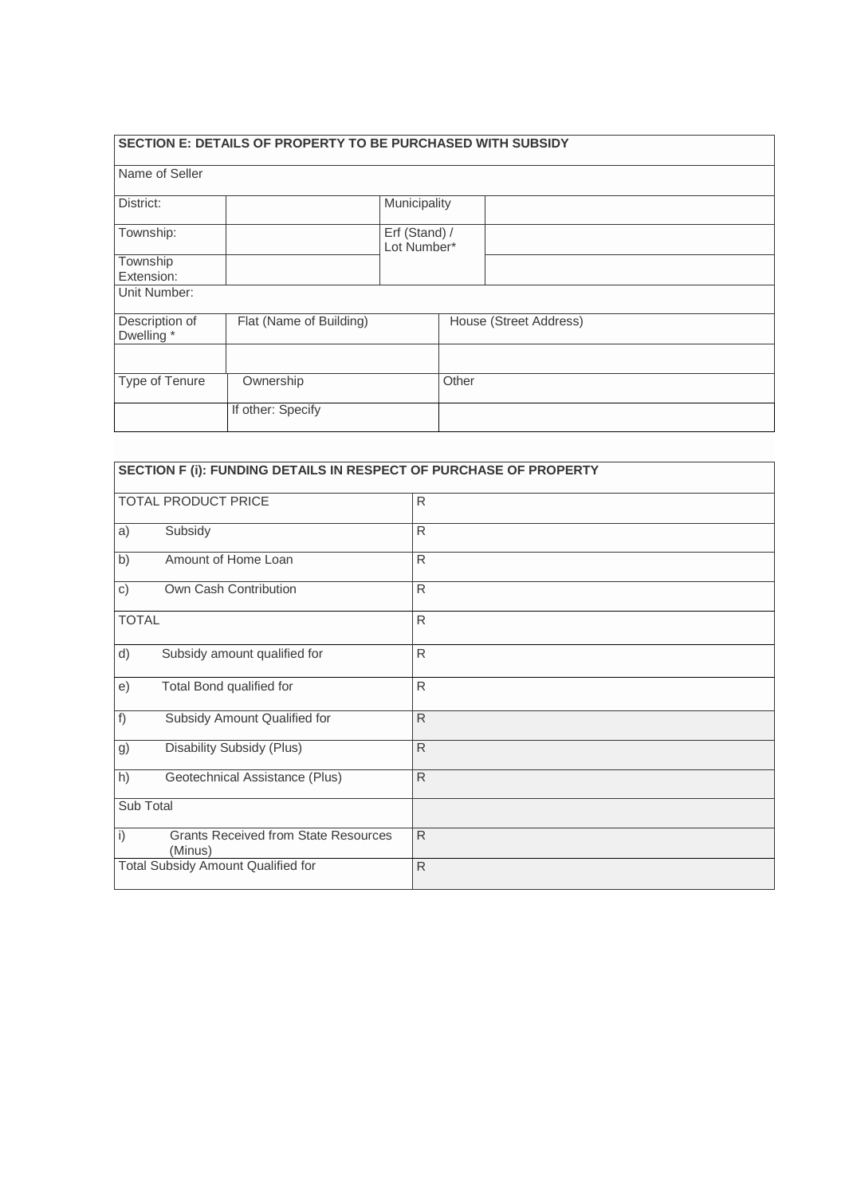| SECTION E: DETAILS OF PROPERTY TO BE PURCHASED WITH SUBSIDY | | | | |
|---|---|---|---|---|
| Name of Seller | | | | |
| District: | | Municipality | | |
| Township: | | Erf (Stand) / Lot Number* | | |
| Township Extension: | | | | |
| Unit Number: | | | | |
| Description of Dwelling * | Flat (Name of Building) | | House (Street Address) | |
| | | | | |
| Type of Tenure | Ownership | | Other | |
| | If other: Specify | | | |

| SECTION F (i): FUNDING DETAILS IN RESPECT OF PURCHASE OF PROPERTY | |
|---|---|
| TOTAL PRODUCT PRICE | R |
| a) Subsidy | R |
| b) Amount of Home Loan | R |
| c) Own Cash Contribution | R |
| TOTAL | R |
| d) Subsidy amount qualified for | R |
| e) Total Bond qualified for | R |
| f) Subsidy Amount Qualified for | R |
| g) Disability Subsidy (Plus) | R |
| h) Geotechnical Assistance (Plus) | R |
| Sub Total | |
| i) Grants Received from State Resources (Minus) | R |
| Total Subsidy Amount Qualified for | R |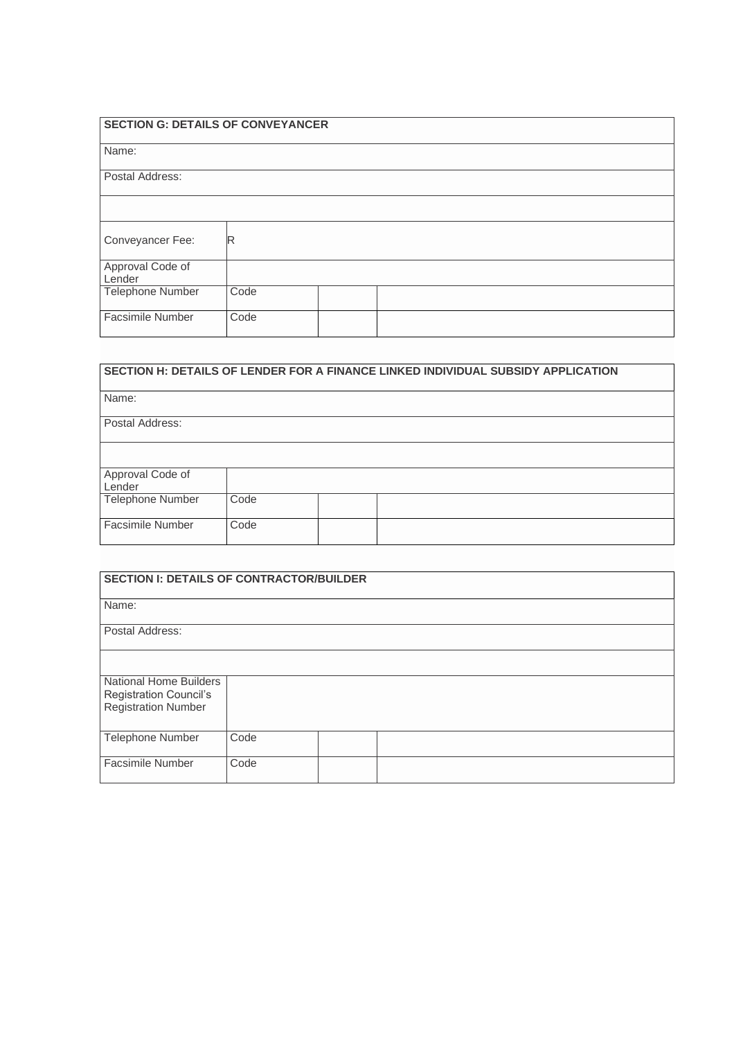| SECTION G: DETAILS OF CONVEYANCER | | | |
|---|---|---|---|
| Name: | | | |
| Postal Address: | | | |
| | | | |
| Conveyancer Fee: | R | | |
| Approval Code of Lender | | | |
| Telephone Number | Code | | |
| Facsimile Number | Code | | |

| SECTION H: DETAILS OF LENDER FOR A FINANCE LINKED INDIVIDUAL SUBSIDY APPLICATION | | | |
|---|---|---|---|
| Name: | | | |
| Postal Address: | | | |
| | | | |
| Approval Code of Lender | | | |
| Telephone Number | Code | | |
| Facsimile Number | Code | | |

| SECTION I: DETAILS OF CONTRACTOR/BUILDER | | | |
|---|---|---|---|
| Name: | | | |
| Postal Address: | | | |
| | | | |
| National Home Builders Registration Council's Registration Number | | | |
| Telephone Number | Code | | |
| Facsimile Number | Code | | |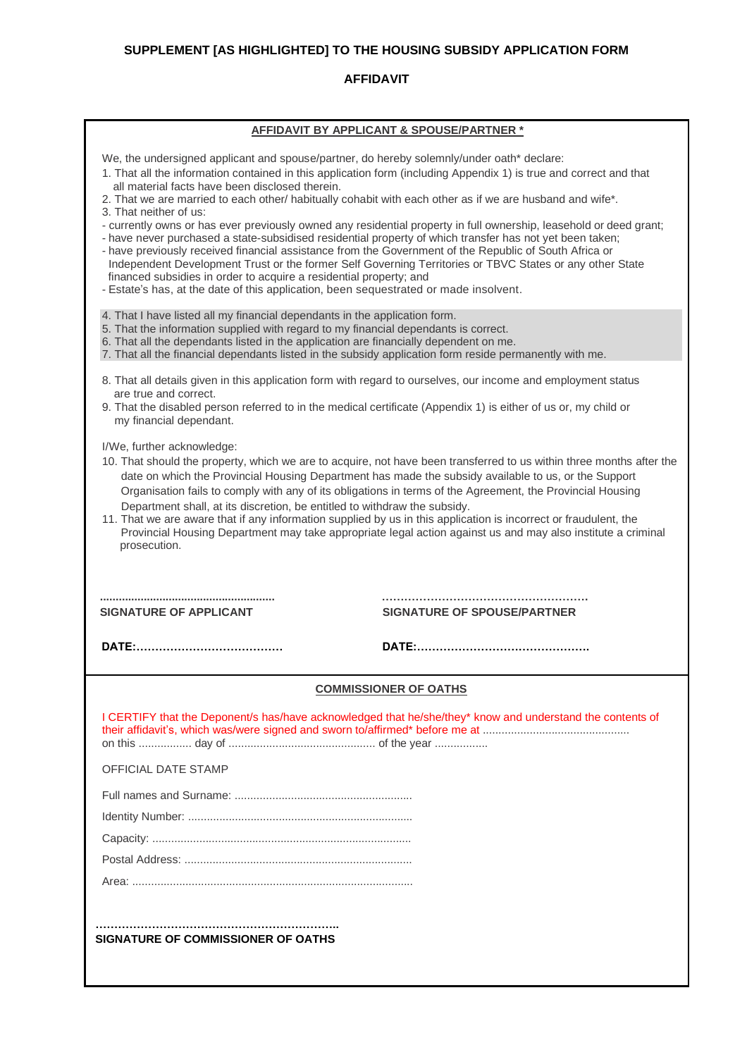# SUPPLEMENT [AS HIGHLIGHTED] TO THE HOUSING SUBSIDY APPLICATION FORM

## AFFIDAVIT

### AFFIDAVIT BY APPLICANT & SPOUSE/PARTNER *

We, the undersigned applicant and spouse/partner, do hereby solemnly/under oath* declare:

1. That all the information contained in this application form (including Appendix 1) is true and correct and that all material facts have been disclosed therein.
2. That we are married to each other/ habitually cohabit with each other as if we are husband and wife*.
3. That neither of us:

- currently owns or has ever previously owned any residential property in full ownership, leasehold or deed grant;
- have never purchased a state-subsidised residential property of which transfer has not yet been taken;
- have previously received financial assistance from the Government of the Republic of South Africa or Independent Development Trust or the former Self Governing Territories or TBVC States or any other State financed subsidies in order to acquire a residential property; and
- Estate's has, at the date of this application, been sequestrated or made insolvent.

4. That I have listed all my financial dependants in the application form.
5. That the information supplied with regard to my financial dependants is correct.
6. That all the dependants listed in the application are financially dependent on me.
7. That all the financial dependants listed in the subsidy application form reside permanently with me.
8. That all details given in this application form with regard to ourselves, our income and employment status are true and correct.
9. That the disabled person referred to in the medical certificate (Appendix 1) is either of us or, my child or my financial dependant.

I/We, further acknowledge:

10. That should the property, which we are to acquire, not have been transferred to us within three months after the date on which the Provincial Housing Department has made the subsidy available to us, or the Support Organisation fails to comply with any of its obligations in terms of the Agreement, the Provincial Housing Department shall, at its discretion, be entitled to withdraw the subsidy.
11. That we are aware that if any information supplied by us in this application is incorrect or fraudulent, the Provincial Housing Department may take appropriate legal action against us and may also institute a criminal prosecution.

| ....................................................... | ....................................................... |
|---|---|
| **SIGNATURE OF APPLICANT** | **SIGNATURE OF SPOUSE/PARTNER** |
| **DATE:.......................................** | **DATE:.............................................** |

### COMMISSIONER OF OATHS

I CERTIFY that the Deponent/s has/have acknowledged that he/she/they* know and understand the contents of their affidavit's, which was/were signed and sworn to/affirmed* before me at .............................................. on this ................. day of ............................................... of the year .................

OFFICIAL DATE STAMP

Full names and Surname: .........................................................

Identity Number: ........................................................................

Capacity: ...................................................................................

Postal Address: .........................................................................

Area: ..........................................................................................

.................................................................

**SIGNATURE OF COMMISSIONER OF OATHS**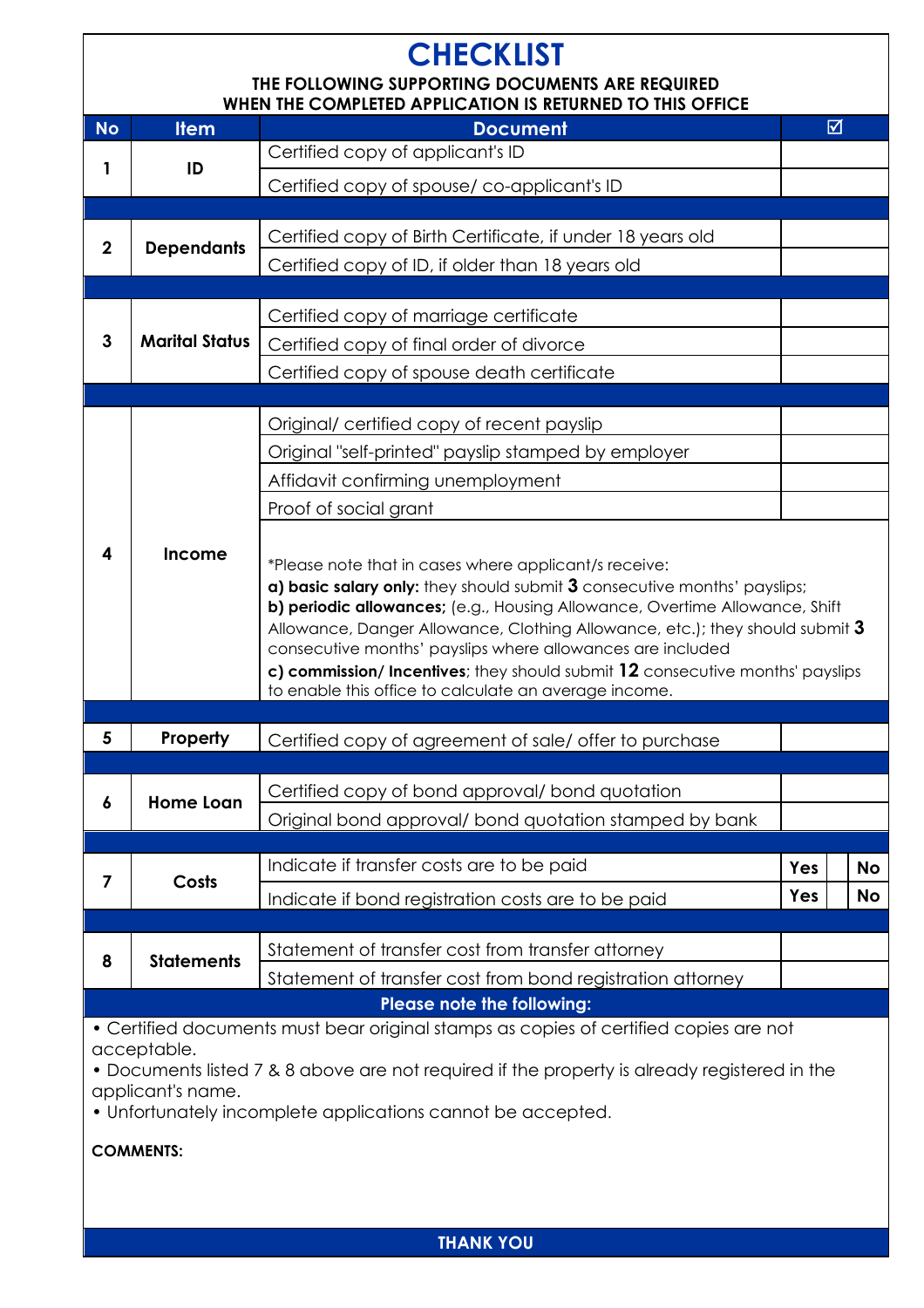# CHECKLIST

**THE FOLLOWING SUPPORTING DOCUMENTS ARE REQUIRED WHEN THE COMPLETED APPLICATION IS RETURNED TO THIS OFFICE**

| No | Item | Document | ☑ | | |
|---|---|---|---|---|---|
| 1 | ID | Certified copy of applicant's ID | | | |
| | | Certified copy of spouse/ co-applicant's ID | | | |
| 2 | Dependants | Certified copy of Birth Certificate, if under 18 years old | | | |
| | | Certified copy of ID, if older than 18 years old | | | |
| 3 | Marital Status | Certified copy of marriage certificate | | | |
| | | Certified copy of final order of divorce | | | |
| | | Certified copy of spouse death certificate | | | |
| 4 | Income | Original/ certified copy of recent payslip | | | |
| | | Original "self-printed" payslip stamped by employer | | | |
| | | Affidavit confirming unemployment | | | |
| | | Proof of social grant | | | |
| | | *Please note that in cases where applicant/s receive: **a) basic salary only:** they should submit **3** consecutive months' payslips; **b) periodic allowances;** (e.g., Housing Allowance, Overtime Allowance, Shift Allowance, Danger Allowance, Clothing Allowance, etc.); they should submit **3** consecutive months' payslips where allowances are included **c) commission/ Incentives**; they should submit **12** consecutive months' payslips to enable this office to calculate an average income. | | | |
| 5 | Property | Certified copy of agreement of sale/ offer to purchase | | | |
| 6 | Home Loan | Certified copy of bond approval/ bond quotation | | | |
| | | Original bond approval/ bond quotation stamped by bank | | | |
| 7 | Costs | Indicate if transfer costs are to be paid | Yes | | No |
| | | Indicate if bond registration costs are to be paid | Yes | | No |
| 8 | Statements | Statement of transfer cost from transfer attorney | | | |
| | | Statement of transfer cost from bond registration attorney | | | |

**Please note the following:**

- Certified documents must bear original stamps as copies of certified copies are not acceptable.
- Documents listed 7 & 8 above are not required if the property is already registered in the applicant's name.
- Unfortunately incomplete applications cannot be accepted.

**COMMENTS:**

**THANK YOU**